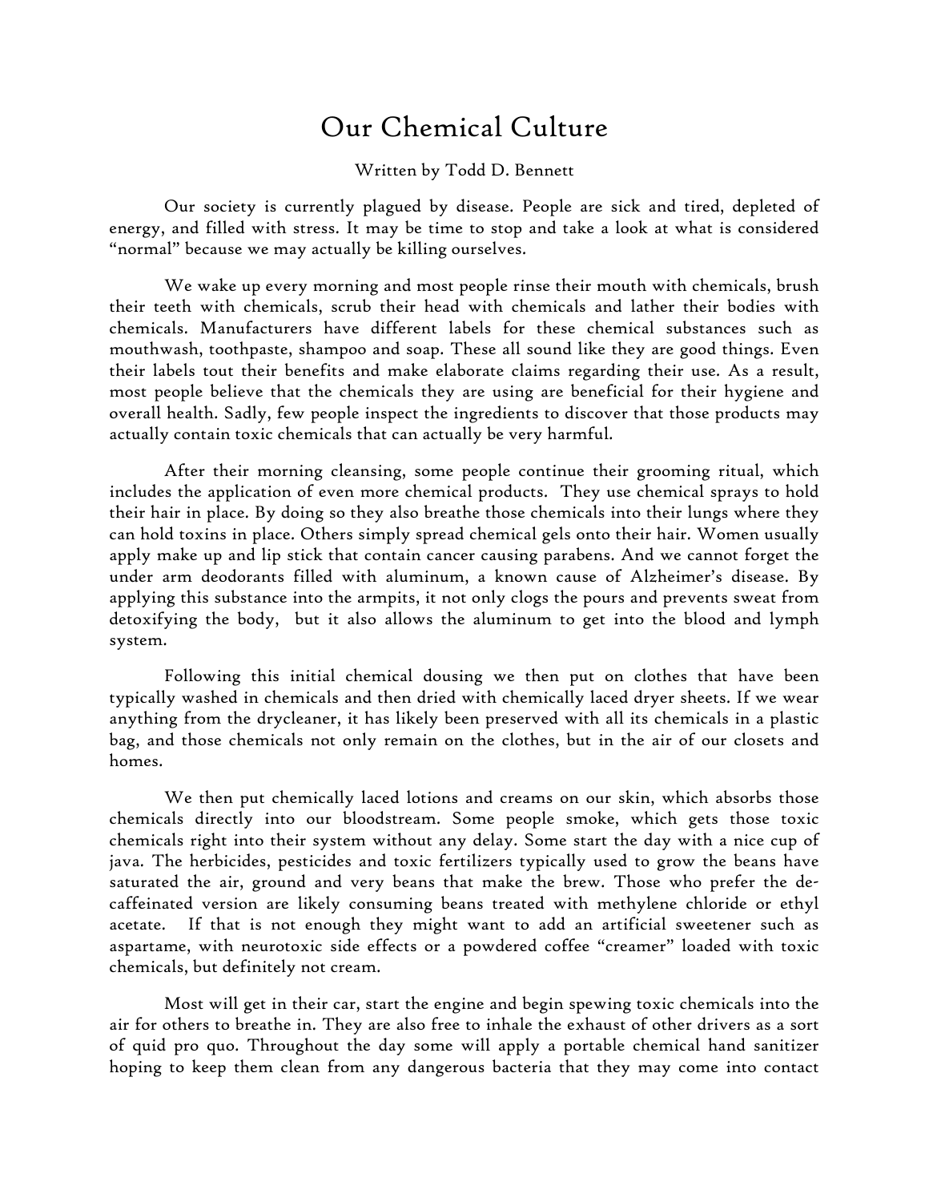# Our Chemical Culture

Written by Todd D. Bennett

Our society is currently plagued by disease. People are sick and tired, depleted of energy, and filled with stress. It may be time to stop and take a look at what is considered "normal" because we may actually be killing ourselves.

We wake up every morning and most people rinse their mouth with chemicals, brush their teeth with chemicals, scrub their head with chemicals and lather their bodies with chemicals. Manufacturers have different labels for these chemical substances such as mouthwash, toothpaste, shampoo and soap. These all sound like they are good things. Even their labels tout their benefits and make elaborate claims regarding their use. As a result, most people believe that the chemicals they are using are beneficial for their hygiene and overall health. Sadly, few people inspect the ingredients to discover that those products may actually contain toxic chemicals that can actually be very harmful.

After their morning cleansing, some people continue their grooming ritual, which includes the application of even more chemical products. They use chemical sprays to hold their hair in place. By doing so they also breathe those chemicals into their lungs where they can hold toxins in place. Others simply spread chemical gels onto their hair. Women usually apply make up and lip stick that contain cancer causing parabens. And we cannot forget the under arm deodorants filled with aluminum, a known cause of Alzheimer's disease. By applying this substance into the armpits, it not only clogs the pours and prevents sweat from detoxifying the body, but it also allows the aluminum to get into the blood and lymph system.

Following this initial chemical dousing we then put on clothes that have been typically washed in chemicals and then dried with chemically laced dryer sheets. If we wear anything from the drycleaner, it has likely been preserved with all its chemicals in a plastic bag, and those chemicals not only remain on the clothes, but in the air of our closets and homes.

We then put chemically laced lotions and creams on our skin, which absorbs those chemicals directly into our bloodstream. Some people smoke, which gets those toxic chemicals right into their system without any delay. Some start the day with a nice cup of java. The herbicides, pesticides and toxic fertilizers typically used to grow the beans have saturated the air, ground and very beans that make the brew. Those who prefer the de-caffeinated version are likely consuming beans treated with methylene chloride or ethyl acetate. If that is not enough they might want to add an artificial sweetener such as aspartame, with neurotoxic side effects or a powdered coffee "creamer" loaded with toxic chemicals, but definitely not cream.

Most will get in their car, start the engine and begin spewing toxic chemicals into the air for others to breathe in. They are also free to inhale the exhaust of other drivers as a sort of quid pro quo. Throughout the day some will apply a portable chemical hand sanitizer hoping to keep them clean from any dangerous bacteria that they may come into contact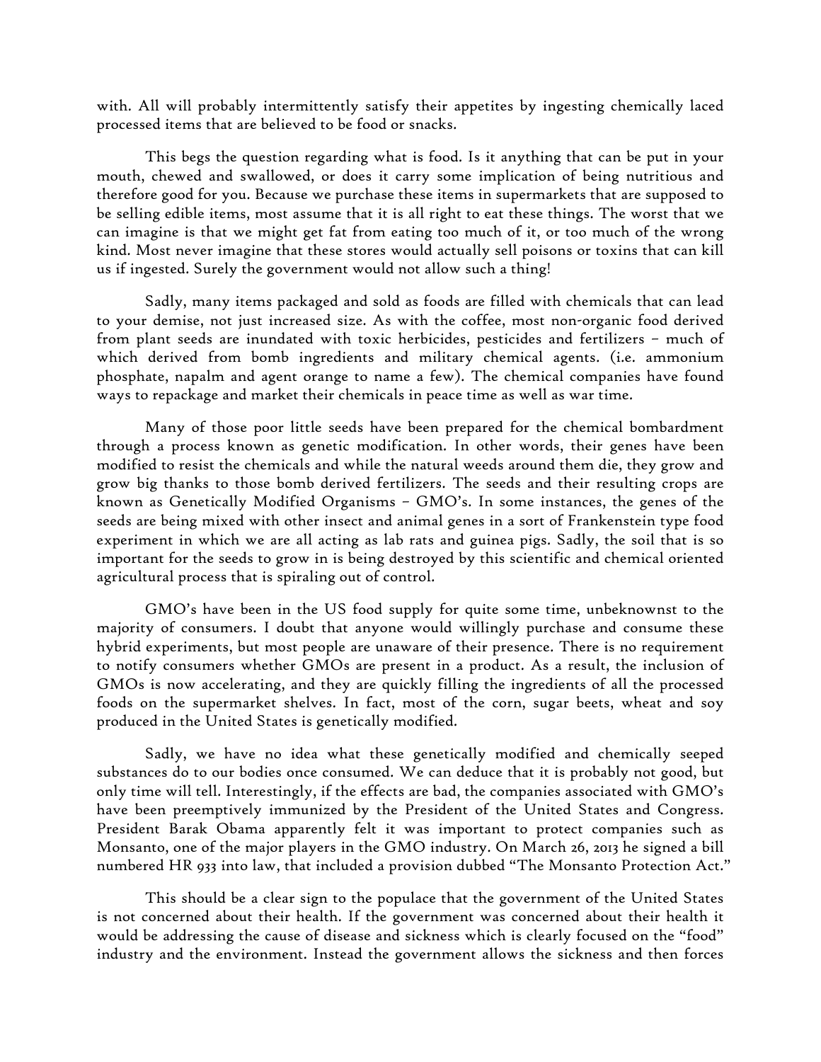with. All will probably intermittently satisfy their appetites by ingesting chemically laced processed items that are believed to be food or snacks.

This begs the question regarding what is food. Is it anything that can be put in your mouth, chewed and swallowed, or does it carry some implication of being nutritious and therefore good for you. Because we purchase these items in supermarkets that are supposed to be selling edible items, most assume that it is all right to eat these things. The worst that we can imagine is that we might get fat from eating too much of it, or too much of the wrong kind. Most never imagine that these stores would actually sell poisons or toxins that can kill us if ingested. Surely the government would not allow such a thing!

Sadly, many items packaged and sold as foods are filled with chemicals that can lead to your demise, not just increased size. As with the coffee, most non-organic food derived from plant seeds are inundated with toxic herbicides, pesticides and fertilizers – much of which derived from bomb ingredients and military chemical agents. (i.e. ammonium phosphate, napalm and agent orange to name a few). The chemical companies have found ways to repackage and market their chemicals in peace time as well as war time.

Many of those poor little seeds have been prepared for the chemical bombardment through a process known as genetic modification. In other words, their genes have been modified to resist the chemicals and while the natural weeds around them die, they grow and grow big thanks to those bomb derived fertilizers. The seeds and their resulting crops are known as Genetically Modified Organisms – GMO's. In some instances, the genes of the seeds are being mixed with other insect and animal genes in a sort of Frankenstein type food experiment in which we are all acting as lab rats and guinea pigs. Sadly, the soil that is so important for the seeds to grow in is being destroyed by this scientific and chemical oriented agricultural process that is spiraling out of control.

GMO's have been in the US food supply for quite some time, unbeknownst to the majority of consumers. I doubt that anyone would willingly purchase and consume these hybrid experiments, but most people are unaware of their presence. There is no requirement to notify consumers whether GMOs are present in a product. As a result, the inclusion of GMOs is now accelerating, and they are quickly filling the ingredients of all the processed foods on the supermarket shelves. In fact, most of the corn, sugar beets, wheat and soy produced in the United States is genetically modified.

Sadly, we have no idea what these genetically modified and chemically seeped substances do to our bodies once consumed. We can deduce that it is probably not good, but only time will tell. Interestingly, if the effects are bad, the companies associated with GMO's have been preemptively immunized by the President of the United States and Congress. President Barak Obama apparently felt it was important to protect companies such as Monsanto, one of the major players in the GMO industry. On March 26, 2013 he signed a bill numbered HR 933 into law, that included a provision dubbed "The Monsanto Protection Act."

This should be a clear sign to the populace that the government of the United States is not concerned about their health. If the government was concerned about their health it would be addressing the cause of disease and sickness which is clearly focused on the "food" industry and the environment. Instead the government allows the sickness and then forces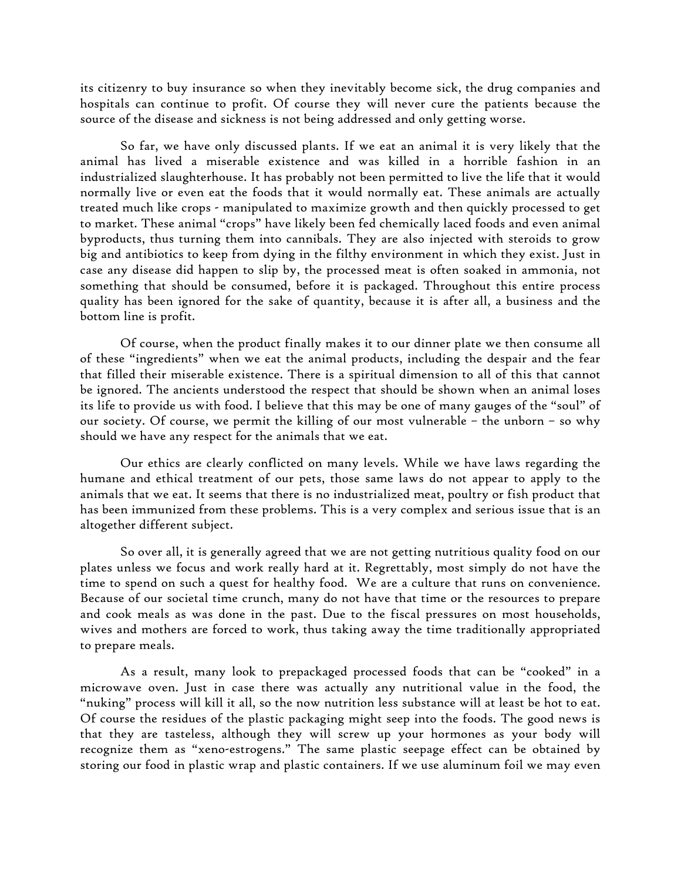its citizenry to buy insurance so when they inevitably become sick, the drug companies and hospitals can continue to profit. Of course they will never cure the patients because the source of the disease and sickness is not being addressed and only getting worse.

So far, we have only discussed plants. If we eat an animal it is very likely that the animal has lived a miserable existence and was killed in a horrible fashion in an industrialized slaughterhouse. It has probably not been permitted to live the life that it would normally live or even eat the foods that it would normally eat. These animals are actually treated much like crops - manipulated to maximize growth and then quickly processed to get to market. These animal "crops" have likely been fed chemically laced foods and even animal byproducts, thus turning them into cannibals. They are also injected with steroids to grow big and antibiotics to keep from dying in the filthy environment in which they exist. Just in case any disease did happen to slip by, the processed meat is often soaked in ammonia, not something that should be consumed, before it is packaged. Throughout this entire process quality has been ignored for the sake of quantity, because it is after all, a business and the bottom line is profit.

Of course, when the product finally makes it to our dinner plate we then consume all of these "ingredients" when we eat the animal products, including the despair and the fear that filled their miserable existence. There is a spiritual dimension to all of this that cannot be ignored. The ancients understood the respect that should be shown when an animal loses its life to provide us with food. I believe that this may be one of many gauges of the "soul" of our society. Of course, we permit the killing of our most vulnerable – the unborn – so why should we have any respect for the animals that we eat.

Our ethics are clearly conflicted on many levels. While we have laws regarding the humane and ethical treatment of our pets, those same laws do not appear to apply to the animals that we eat. It seems that there is no industrialized meat, poultry or fish product that has been immunized from these problems. This is a very complex and serious issue that is an altogether different subject.

So over all, it is generally agreed that we are not getting nutritious quality food on our plates unless we focus and work really hard at it. Regrettably, most simply do not have the time to spend on such a quest for healthy food. We are a culture that runs on convenience. Because of our societal time crunch, many do not have that time or the resources to prepare and cook meals as was done in the past. Due to the fiscal pressures on most households, wives and mothers are forced to work, thus taking away the time traditionally appropriated to prepare meals.

As a result, many look to prepackaged processed foods that can be "cooked" in a microwave oven. Just in case there was actually any nutritional value in the food, the "nuking" process will kill it all, so the now nutrition less substance will at least be hot to eat. Of course the residues of the plastic packaging might seep into the foods. The good news is that they are tasteless, although they will screw up your hormones as your body will recognize them as "xeno-estrogens." The same plastic seepage effect can be obtained by storing our food in plastic wrap and plastic containers. If we use aluminum foil we may even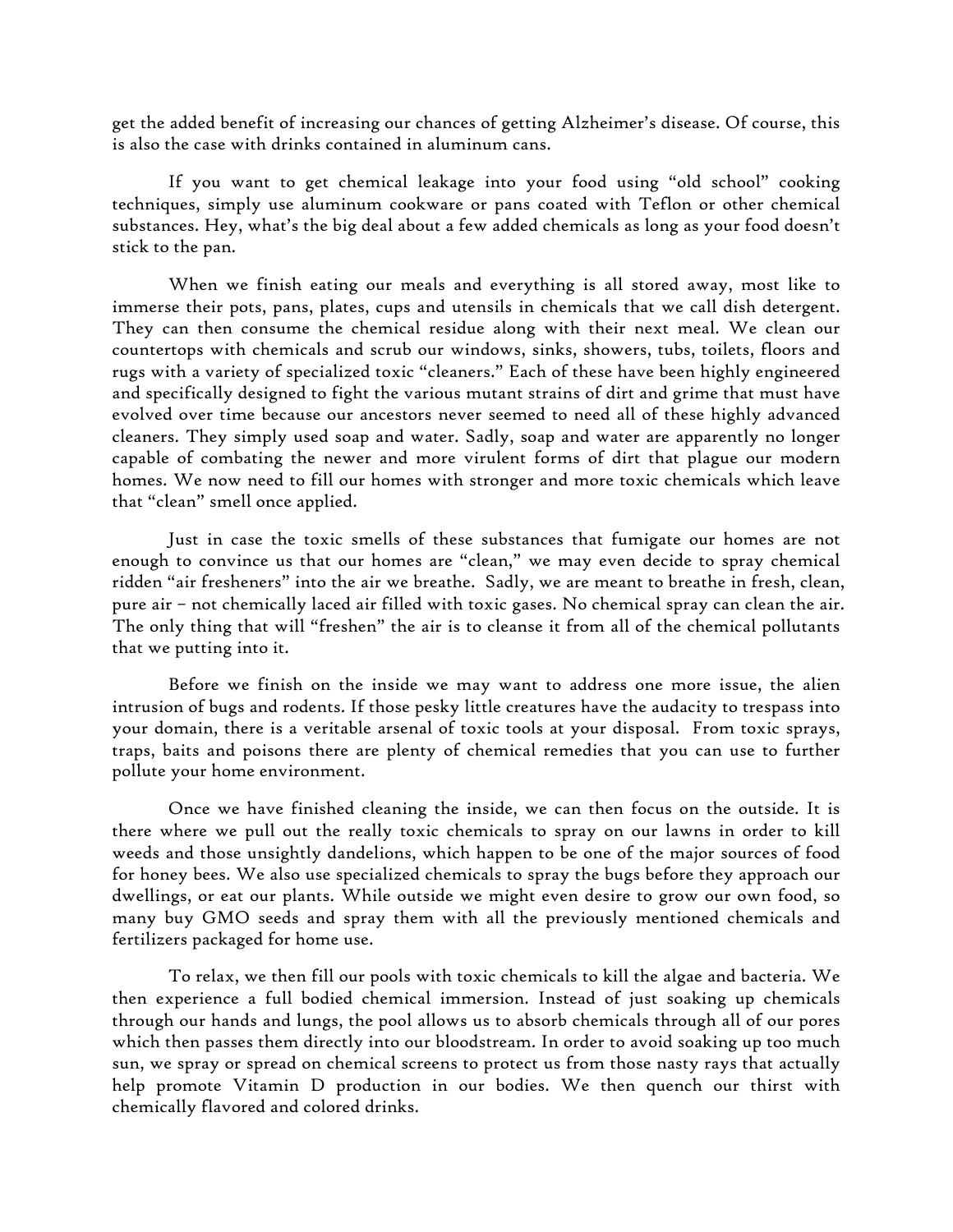get the added benefit of increasing our chances of getting Alzheimer's disease. Of course, this is also the case with drinks contained in aluminum cans.

If you want to get chemical leakage into your food using "old school" cooking techniques, simply use aluminum cookware or pans coated with Teflon or other chemical substances. Hey, what's the big deal about a few added chemicals as long as your food doesn't stick to the pan.

When we finish eating our meals and everything is all stored away, most like to immerse their pots, pans, plates, cups and utensils in chemicals that we call dish detergent. They can then consume the chemical residue along with their next meal. We clean our countertops with chemicals and scrub our windows, sinks, showers, tubs, toilets, floors and rugs with a variety of specialized toxic "cleaners." Each of these have been highly engineered and specifically designed to fight the various mutant strains of dirt and grime that must have evolved over time because our ancestors never seemed to need all of these highly advanced cleaners. They simply used soap and water. Sadly, soap and water are apparently no longer capable of combating the newer and more virulent forms of dirt that plague our modern homes. We now need to fill our homes with stronger and more toxic chemicals which leave that "clean" smell once applied.

Just in case the toxic smells of these substances that fumigate our homes are not enough to convince us that our homes are "clean," we may even decide to spray chemical ridden "air fresheners" into the air we breathe. Sadly, we are meant to breathe in fresh, clean, pure air – not chemically laced air filled with toxic gases. No chemical spray can clean the air. The only thing that will "freshen" the air is to cleanse it from all of the chemical pollutants that we putting into it.

Before we finish on the inside we may want to address one more issue, the alien intrusion of bugs and rodents. If those pesky little creatures have the audacity to trespass into your domain, there is a veritable arsenal of toxic tools at your disposal. From toxic sprays, traps, baits and poisons there are plenty of chemical remedies that you can use to further pollute your home environment.

Once we have finished cleaning the inside, we can then focus on the outside. It is there where we pull out the really toxic chemicals to spray on our lawns in order to kill weeds and those unsightly dandelions, which happen to be one of the major sources of food for honey bees. We also use specialized chemicals to spray the bugs before they approach our dwellings, or eat our plants. While outside we might even desire to grow our own food, so many buy GMO seeds and spray them with all the previously mentioned chemicals and fertilizers packaged for home use.

To relax, we then fill our pools with toxic chemicals to kill the algae and bacteria. We then experience a full bodied chemical immersion. Instead of just soaking up chemicals through our hands and lungs, the pool allows us to absorb chemicals through all of our pores which then passes them directly into our bloodstream. In order to avoid soaking up too much sun, we spray or spread on chemical screens to protect us from those nasty rays that actually help promote Vitamin D production in our bodies. We then quench our thirst with chemically flavored and colored drinks.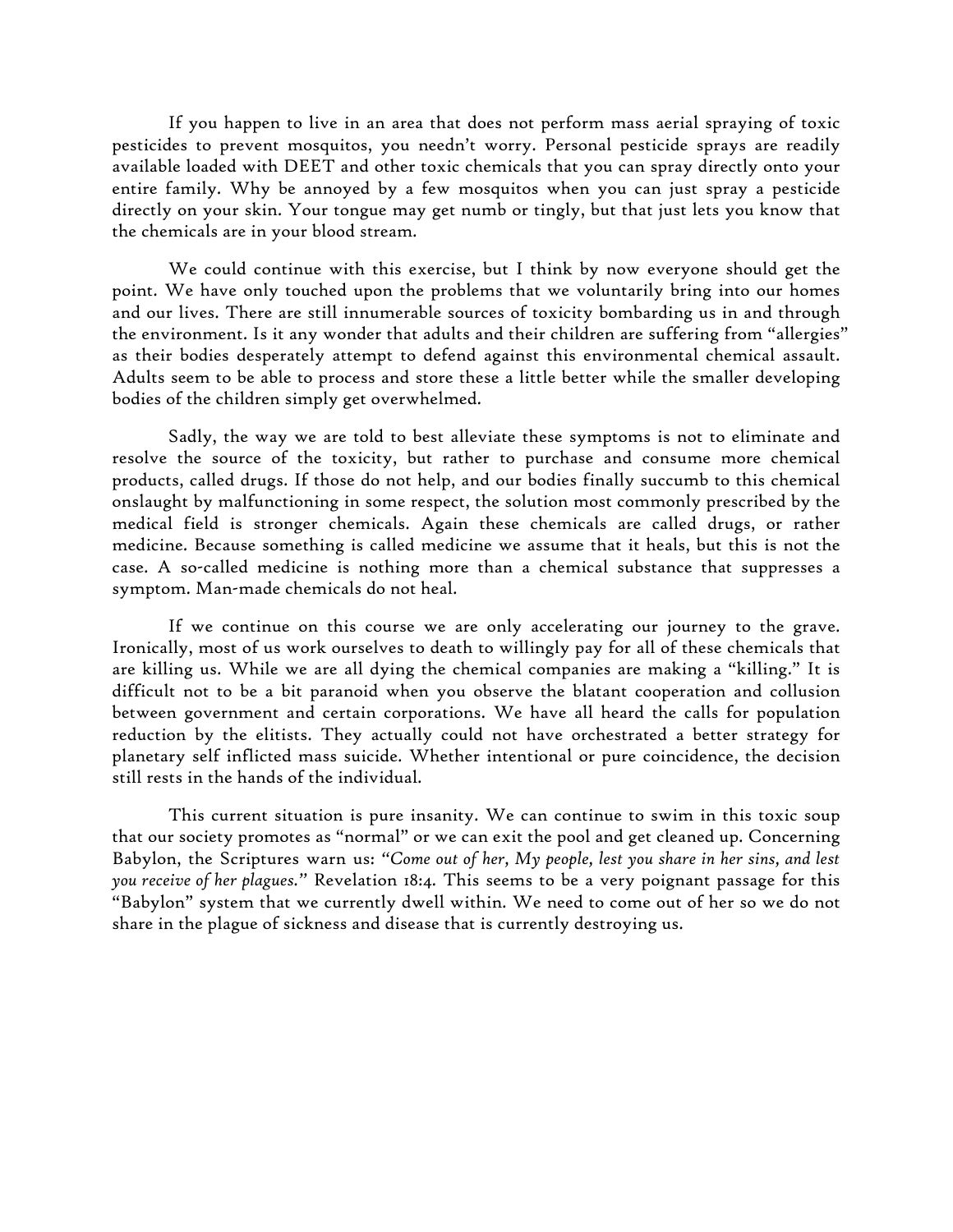If you happen to live in an area that does not perform mass aerial spraying of toxic pesticides to prevent mosquitos, you needn't worry. Personal pesticide sprays are readily available loaded with DEET and other toxic chemicals that you can spray directly onto your entire family. Why be annoyed by a few mosquitos when you can just spray a pesticide directly on your skin. Your tongue may get numb or tingly, but that just lets you know that the chemicals are in your blood stream.

We could continue with this exercise, but I think by now everyone should get the point. We have only touched upon the problems that we voluntarily bring into our homes and our lives. There are still innumerable sources of toxicity bombarding us in and through the environment. Is it any wonder that adults and their children are suffering from "allergies" as their bodies desperately attempt to defend against this environmental chemical assault. Adults seem to be able to process and store these a little better while the smaller developing bodies of the children simply get overwhelmed.

Sadly, the way we are told to best alleviate these symptoms is not to eliminate and resolve the source of the toxicity, but rather to purchase and consume more chemical products, called drugs. If those do not help, and our bodies finally succumb to this chemical onslaught by malfunctioning in some respect, the solution most commonly prescribed by the medical field is stronger chemicals. Again these chemicals are called drugs, or rather medicine. Because something is called medicine we assume that it heals, but this is not the case. A so-called medicine is nothing more than a chemical substance that suppresses a symptom. Man-made chemicals do not heal.

If we continue on this course we are only accelerating our journey to the grave. Ironically, most of us work ourselves to death to willingly pay for all of these chemicals that are killing us. While we are all dying the chemical companies are making a "killing." It is difficult not to be a bit paranoid when you observe the blatant cooperation and collusion between government and certain corporations. We have all heard the calls for population reduction by the elitists. They actually could not have orchestrated a better strategy for planetary self inflicted mass suicide. Whether intentional or pure coincidence, the decision still rests in the hands of the individual.

This current situation is pure insanity. We can continue to swim in this toxic soup that our society promotes as "normal" or we can exit the pool and get cleaned up. Concerning Babylon, the Scriptures warn us: "*Come out of her, My people, lest you share in her sins, and lest you receive of her plagues.*" Revelation 18:4. This seems to be a very poignant passage for this "Babylon" system that we currently dwell within. We need to come out of her so we do not share in the plague of sickness and disease that is currently destroying us.